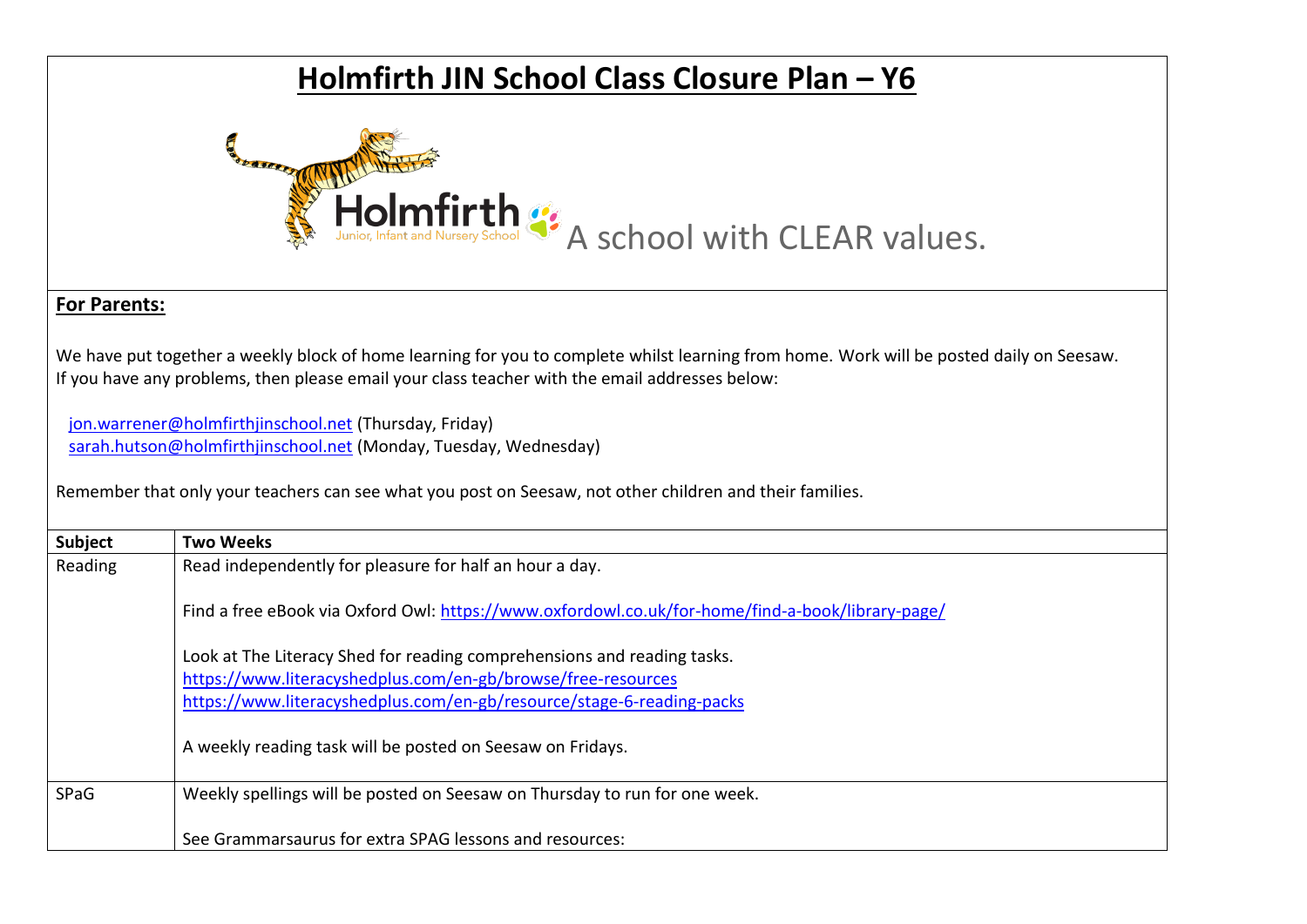# Holmfirth JIN School Class Closure Plan – Y6

Holmfirth Junior, Infant and Nursery School — A school with CLEAR values.

**For Parents:**

We have put together a weekly block of home learning for you to complete whilst learning from home. Work will be posted daily on Seesaw. If you have any problems, then please email your class teacher with the email addresses below:

jon.warrener@holmfirthjinschool.net (Thursday, Friday)
sarah.hutson@holmfirthjinschool.net (Monday, Tuesday, Wednesday)

Remember that only your teachers can see what you post on Seesaw, not other children and their families.

| Subject | Two Weeks |
| --- | --- |
| Reading | Read independently for pleasure for half an hour a day.<br><br>Find a free eBook via Oxford Owl: https://www.oxfordowl.co.uk/for-home/find-a-book/library-page/<br><br>Look at The Literacy Shed for reading comprehensions and reading tasks.<br>https://www.literacyshedplus.com/en-gb/browse/free-resources<br>https://www.literacyshedplus.com/en-gb/resource/stage-6-reading-packs<br><br>A weekly reading task will be posted on Seesaw on Fridays. |
| SPaG | Weekly spellings will be posted on Seesaw on Thursday to run for one week.<br><br>See Grammarsaurus for extra SPAG lessons and resources: |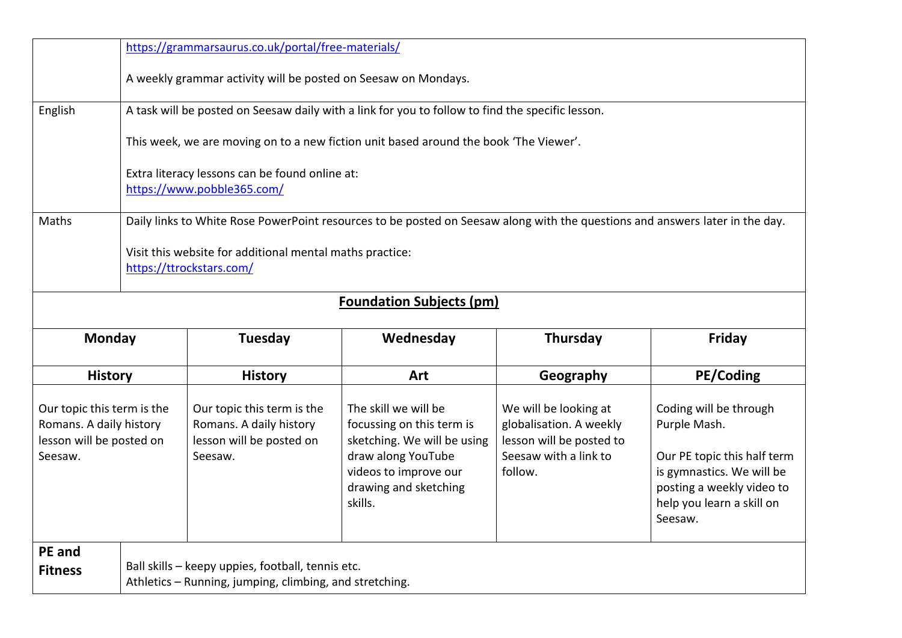| | |
|---|---|
| | https://grammarsaurus.co.uk/portal/free-materials/<br><br>A weekly grammar activity will be posted on Seesaw on Mondays. |
| English | A task will be posted on Seesaw daily with a link for you to follow to find the specific lesson.<br><br>This week, we are moving on to a new fiction unit based around the book 'The Viewer'.<br><br>Extra literacy lessons can be found online at:<br>https://www.pobble365.com/ |
| Maths | Daily links to White Rose PowerPoint resources to be posted on Seesaw along with the questions and answers later in the day.<br><br>Visit this website for additional mental maths practice:<br>https://ttrockstars.com/ |

**Foundation Subjects (pm)**

| Monday | Tuesday | Wednesday | Thursday | Friday |
|---|---|---|---|---|
| **History** | **History** | **Art** | **Geography** | **PE/Coding** |
| Our topic this term is the Romans. A daily history lesson will be posted on Seesaw. | Our topic this term is the Romans. A daily history lesson will be posted on Seesaw. | The skill we will be focussing on this term is sketching. We will be using draw along YouTube videos to improve our drawing and sketching skills. | We will be looking at globalisation. A weekly lesson will be posted to Seesaw with a link to follow. | Coding will be through Purple Mash.<br><br>Our PE topic this half term is gymnastics. We will be posting a weekly video to help you learn a skill on Seesaw. |

| | |
|---|---|
| **PE and Fitness** | Ball skills – keepy uppies, football, tennis etc.<br>Athletics – Running, jumping, climbing, and stretching. |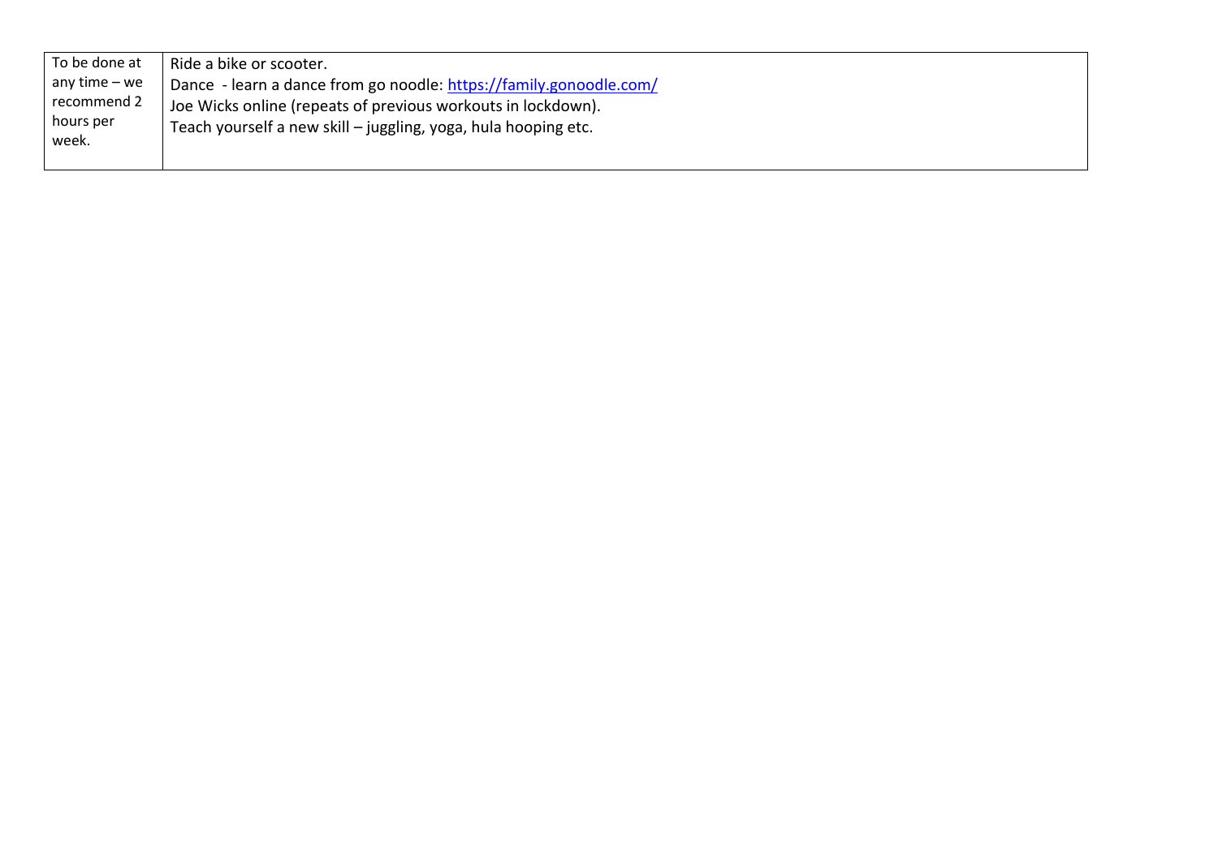| | |
|---|---|
| To be done at any time – we recommend 2 hours per week. | Ride a bike or scooter.<br>Dance - learn a dance from go noodle: https://family.gonoodle.com/<br>Joe Wicks online (repeats of previous workouts in lockdown).<br>Teach yourself a new skill – juggling, yoga, hula hooping etc. |